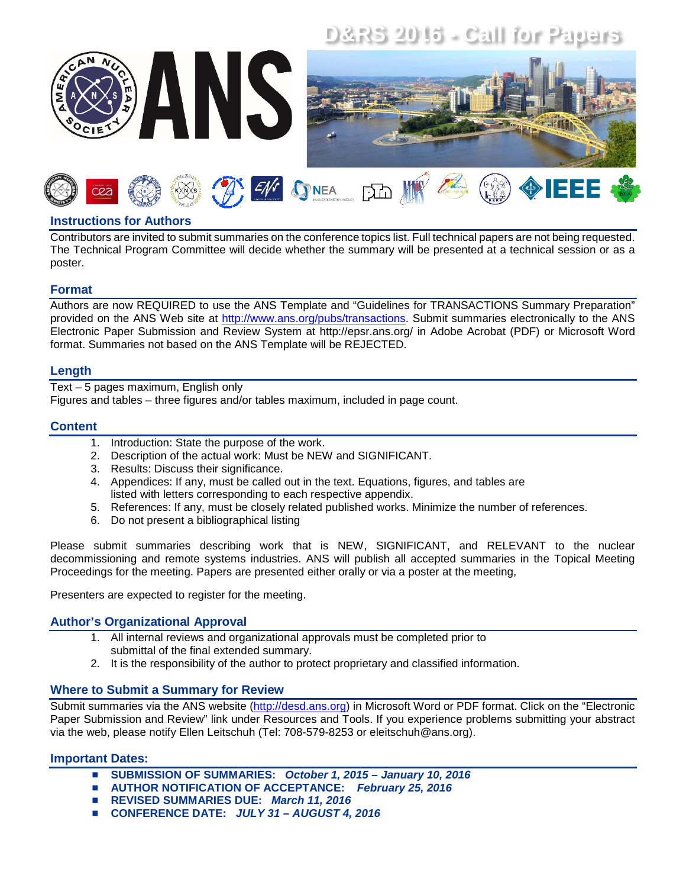# D&RS 2016 - Call for Papers

## Instructions for Authors

Contributors are invited to submit summaries on the conference topics list. Full technical papers are not being requested. The Technical Program Committee will decide whether the summary will be presented at a technical session or as a poster.

## Format

Authors are now REQUIRED to use the ANS Template and "Guidelines for TRANSACTIONS Summary Preparation" provided on the ANS Web site at http://www.ans.org/pubs/transactions. Submit summaries electronically to the ANS Electronic Paper Submission and Review System at http://epsr.ans.org/ in Adobe Acrobat (PDF) or Microsoft Word format. Summaries not based on the ANS Template will be REJECTED.

## Length

Text – 5 pages maximum, English only
Figures and tables – three figures and/or tables maximum, included in page count.

## Content

1. Introduction: State the purpose of the work.
2. Description of the actual work: Must be NEW and SIGNIFICANT.
3. Results: Discuss their significance.
4. Appendices: If any, must be called out in the text. Equations, figures, and tables are listed with letters corresponding to each respective appendix.
5. References: If any, must be closely related published works. Minimize the number of references.
6. Do not present a bibliographical listing

Please submit summaries describing work that is NEW, SIGNIFICANT, and RELEVANT to the nuclear decommissioning and remote systems industries. ANS will publish all accepted summaries in the Topical Meeting Proceedings for the meeting. Papers are presented either orally or via a poster at the meeting,

Presenters are expected to register for the meeting.

## Author's Organizational Approval

1. All internal reviews and organizational approvals must be completed prior to submittal of the final extended summary.
2. It is the responsibility of the author to protect proprietary and classified information.

## Where to Submit a Summary for Review

Submit summaries via the ANS website (http://desd.ans.org) in Microsoft Word or PDF format. Click on the "Electronic Paper Submission and Review" link under Resources and Tools. If you experience problems submitting your abstract via the web, please notify Ellen Leitschuh (Tel: 708-579-8253 or eleitschuh@ans.org).

## Important Dates:

- **SUBMISSION OF SUMMARIES:** ***October 1, 2015 – January 10, 2016***
- **AUTHOR NOTIFICATION OF ACCEPTANCE:** ***February 25, 2016***
- **REVISED SUMMARIES DUE:** ***March 11, 2016***
- **CONFERENCE DATE:** ***JULY 31 – AUGUST 4, 2016***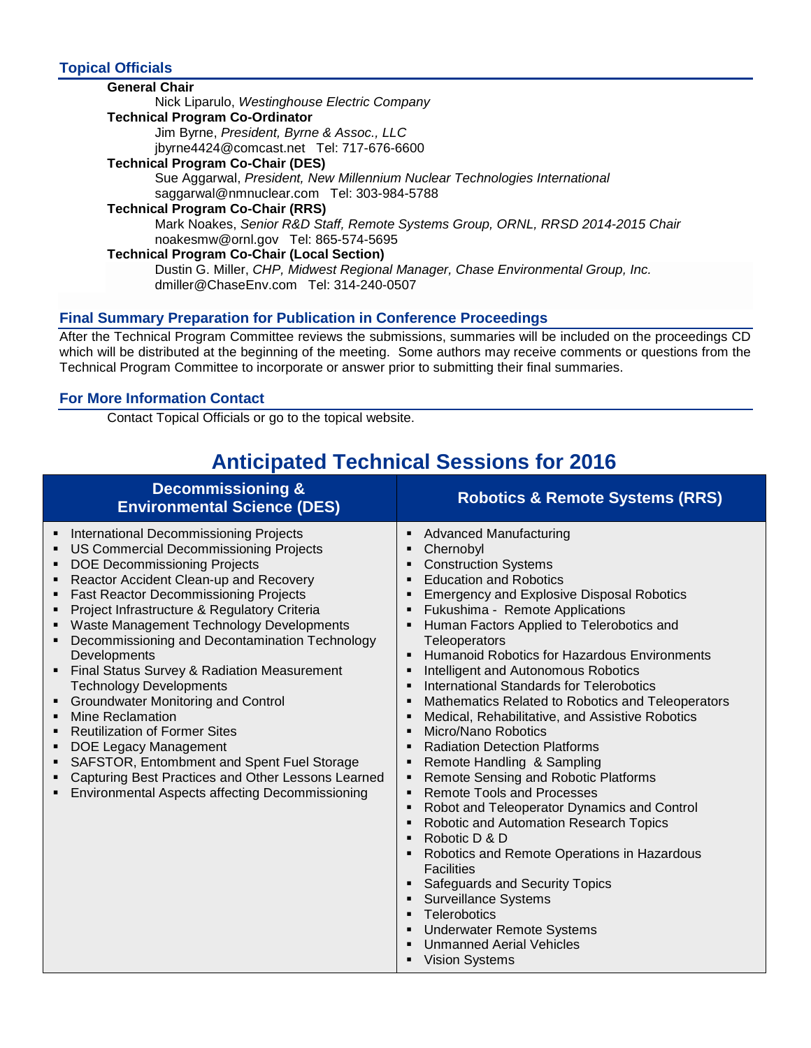## Topical Officials

**General Chair**

Nick Liparulo, *Westinghouse Electric Company*

**Technical Program Co-Ordinator**

Jim Byrne, *President, Byrne & Assoc., LLC*
jbyrne4424@comcast.net   Tel: 717-676-6600

**Technical Program Co-Chair (DES)**

Sue Aggarwal, *President, New Millennium Nuclear Technologies International*
saggarwal@nmnuclear.com   Tel: 303-984-5788

**Technical Program Co-Chair (RRS)**

Mark Noakes, *Senior R&D Staff, Remote Systems Group, ORNL, RRSD 2014-2015 Chair*
noakesmw@ornl.gov   Tel: 865-574-5695

**Technical Program Co-Chair (Local Section)**

Dustin G. Miller, *CHP, Midwest Regional Manager, Chase Environmental Group, Inc.*
dmiller@ChaseEnv.com   Tel: 314-240-0507

## Final Summary Preparation for Publication in Conference Proceedings

After the Technical Program Committee reviews the submissions, summaries will be included on the proceedings CD which will be distributed at the beginning of the meeting. Some authors may receive comments or questions from the Technical Program Committee to incorporate or answer prior to submitting their final summaries.

## For More Information Contact

Contact Topical Officials or go to the topical website.

# Anticipated Technical Sessions for 2016

### Decommissioning & Environmental Science (DES)

- International Decommissioning Projects
- US Commercial Decommissioning Projects
- DOE Decommissioning Projects
- Reactor Accident Clean-up and Recovery
- Fast Reactor Decommissioning Projects
- Project Infrastructure & Regulatory Criteria
- Waste Management Technology Developments
- Decommissioning and Decontamination Technology Developments
- Final Status Survey & Radiation Measurement Technology Developments
- Groundwater Monitoring and Control
- Mine Reclamation
- Reutilization of Former Sites
- DOE Legacy Management
- SAFSTOR, Entombment and Spent Fuel Storage
- Capturing Best Practices and Other Lessons Learned
- Environmental Aspects affecting Decommissioning

### Robotics & Remote Systems (RRS)

- Advanced Manufacturing
- Chernobyl
- Construction Systems
- Education and Robotics
- Emergency and Explosive Disposal Robotics
- Fukushima - Remote Applications
- Human Factors Applied to Telerobotics and Teleoperators
- Humanoid Robotics for Hazardous Environments
- Intelligent and Autonomous Robotics
- International Standards for Telerobotics
- Mathematics Related to Robotics and Teleoperators
- Medical, Rehabilitative, and Assistive Robotics
- Micro/Nano Robotics
- Radiation Detection Platforms
- Remote Handling & Sampling
- Remote Sensing and Robotic Platforms
- Remote Tools and Processes
- Robot and Teleoperator Dynamics and Control
- Robotic and Automation Research Topics
- Robotic D & D
- Robotics and Remote Operations in Hazardous Facilities
- Safeguards and Security Topics
- Surveillance Systems
- Telerobotics
- Underwater Remote Systems
- Unmanned Aerial Vehicles
- Vision Systems